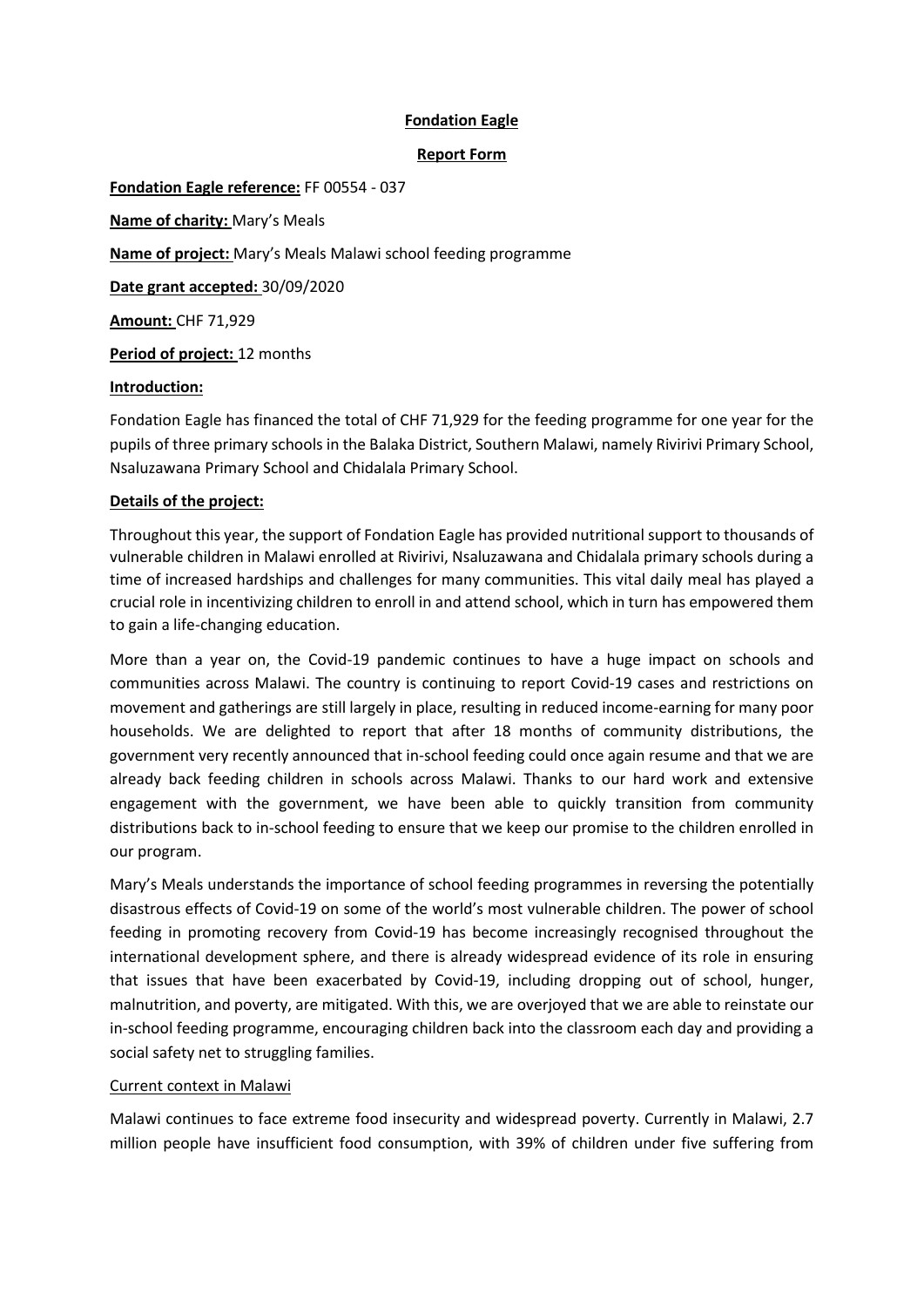**Fondation Eagle**

**Report Form**

**Fondation Eagle reference:** FF 00554 - 037

**Name of charity:** Mary's Meals

**Name of project:** Mary's Meals Malawi school feeding programme

**Date grant accepted:** 30/09/2020

**Amount:** CHF 71,929

**Period of project:** 12 months

**Introduction:**

Fondation Eagle has financed the total of CHF 71,929 for the feeding programme for one year for the pupils of three primary schools in the Balaka District, Southern Malawi, namely Rivirivi Primary School, Nsaluzawana Primary School and Chidalala Primary School.

**Details of the project:**

Throughout this year, the support of Fondation Eagle has provided nutritional support to thousands of vulnerable children in Malawi enrolled at Rivirivi, Nsaluzawana and Chidalala primary schools during a time of increased hardships and challenges for many communities. This vital daily meal has played a crucial role in incentivizing children to enroll in and attend school, which in turn has empowered them to gain a life-changing education.

More than a year on, the Covid-19 pandemic continues to have a huge impact on schools and communities across Malawi. The country is continuing to report Covid-19 cases and restrictions on movement and gatherings are still largely in place, resulting in reduced income-earning for many poor households. We are delighted to report that after 18 months of community distributions, the government very recently announced that in-school feeding could once again resume and that we are already back feeding children in schools across Malawi. Thanks to our hard work and extensive engagement with the government, we have been able to quickly transition from community distributions back to in-school feeding to ensure that we keep our promise to the children enrolled in our program.

Mary's Meals understands the importance of school feeding programmes in reversing the potentially disastrous effects of Covid-19 on some of the world's most vulnerable children. The power of school feeding in promoting recovery from Covid-19 has become increasingly recognised throughout the international development sphere, and there is already widespread evidence of its role in ensuring that issues that have been exacerbated by Covid-19, including dropping out of school, hunger, malnutrition, and poverty, are mitigated. With this, we are overjoyed that we are able to reinstate our in-school feeding programme, encouraging children back into the classroom each day and providing a social safety net to struggling families.

Current context in Malawi

Malawi continues to face extreme food insecurity and widespread poverty. Currently in Malawi, 2.7 million people have insufficient food consumption, with 39% of children under five suffering from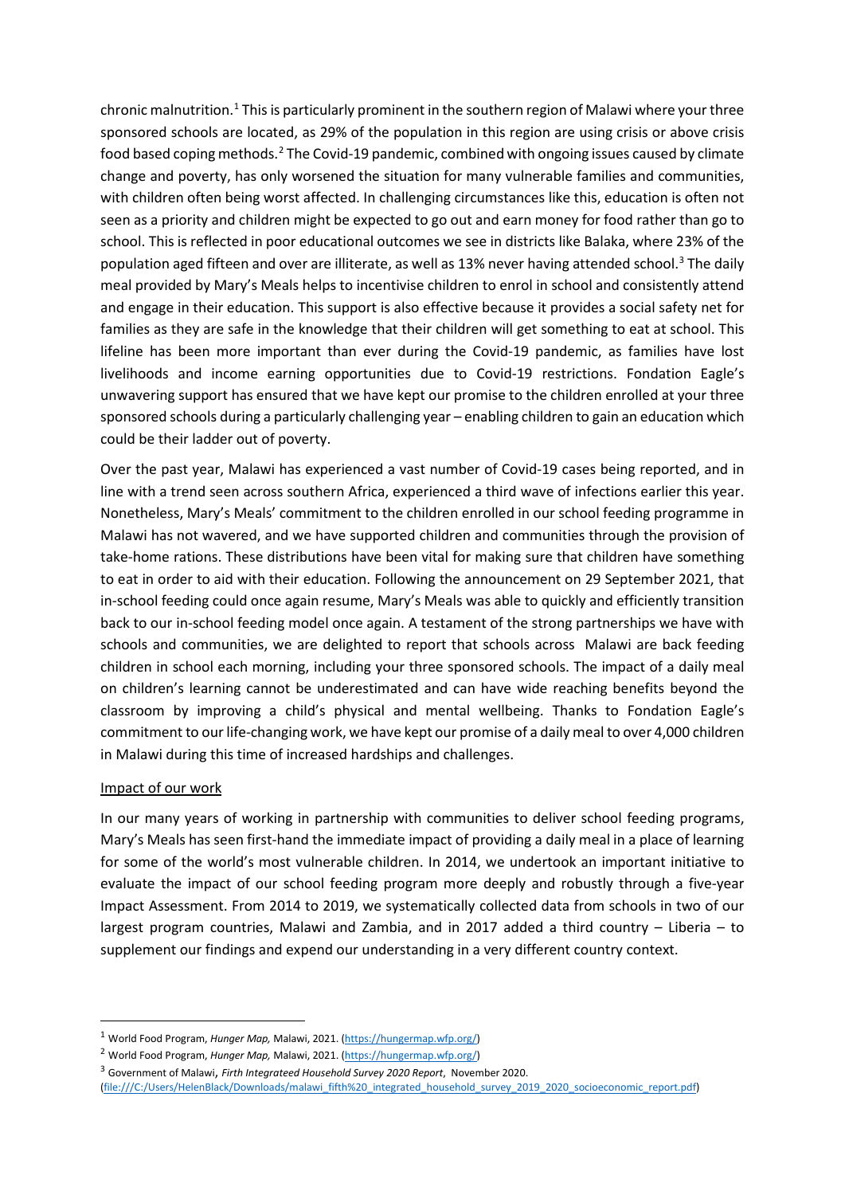chronic malnutrition.[1] This is particularly prominent in the southern region of Malawi where your three sponsored schools are located, as 29% of the population in this region are using crisis or above crisis food based coping methods.[2] The Covid-19 pandemic, combined with ongoing issues caused by climate change and poverty, has only worsened the situation for many vulnerable families and communities, with children often being worst affected. In challenging circumstances like this, education is often not seen as a priority and children might be expected to go out and earn money for food rather than go to school. This is reflected in poor educational outcomes we see in districts like Balaka, where 23% of the population aged fifteen and over are illiterate, as well as 13% never having attended school.[3] The daily meal provided by Mary's Meals helps to incentivise children to enrol in school and consistently attend and engage in their education. This support is also effective because it provides a social safety net for families as they are safe in the knowledge that their children will get something to eat at school. This lifeline has been more important than ever during the Covid-19 pandemic, as families have lost livelihoods and income earning opportunities due to Covid-19 restrictions. Fondation Eagle's unwavering support has ensured that we have kept our promise to the children enrolled at your three sponsored schools during a particularly challenging year – enabling children to gain an education which could be their ladder out of poverty.

Over the past year, Malawi has experienced a vast number of Covid-19 cases being reported, and in line with a trend seen across southern Africa, experienced a third wave of infections earlier this year. Nonetheless, Mary's Meals' commitment to the children enrolled in our school feeding programme in Malawi has not wavered, and we have supported children and communities through the provision of take-home rations. These distributions have been vital for making sure that children have something to eat in order to aid with their education. Following the announcement on 29 September 2021, that in-school feeding could once again resume, Mary's Meals was able to quickly and efficiently transition back to our in-school feeding model once again. A testament of the strong partnerships we have with schools and communities, we are delighted to report that schools across Malawi are back feeding children in school each morning, including your three sponsored schools. The impact of a daily meal on children's learning cannot be underestimated and can have wide reaching benefits beyond the classroom by improving a child's physical and mental wellbeing. Thanks to Fondation Eagle's commitment to our life-changing work, we have kept our promise of a daily meal to over 4,000 children in Malawi during this time of increased hardships and challenges.

Impact of our work

In our many years of working in partnership with communities to deliver school feeding programs, Mary's Meals has seen first-hand the immediate impact of providing a daily meal in a place of learning for some of the world's most vulnerable children. In 2014, we undertook an important initiative to evaluate the impact of our school feeding program more deeply and robustly through a five-year Impact Assessment. From 2014 to 2019, we systematically collected data from schools in two of our largest program countries, Malawi and Zambia, and in 2017 added a third country – Liberia – to supplement our findings and expend our understanding in a very different country context.

---

[1] World Food Program, *Hunger Map,* Malawi, 2021. (https://hungermap.wfp.org/)

[2] World Food Program, *Hunger Map,* Malawi, 2021. (https://hungermap.wfp.org/)

[3] Government of Malawi, *Firth Integrateed Household Survey 2020 Report*, November 2020. (file:///C:/Users/HelenBlack/Downloads/malawi_fifth%20_integrated_household_survey_2019_2020_socioeconomic_report.pdf)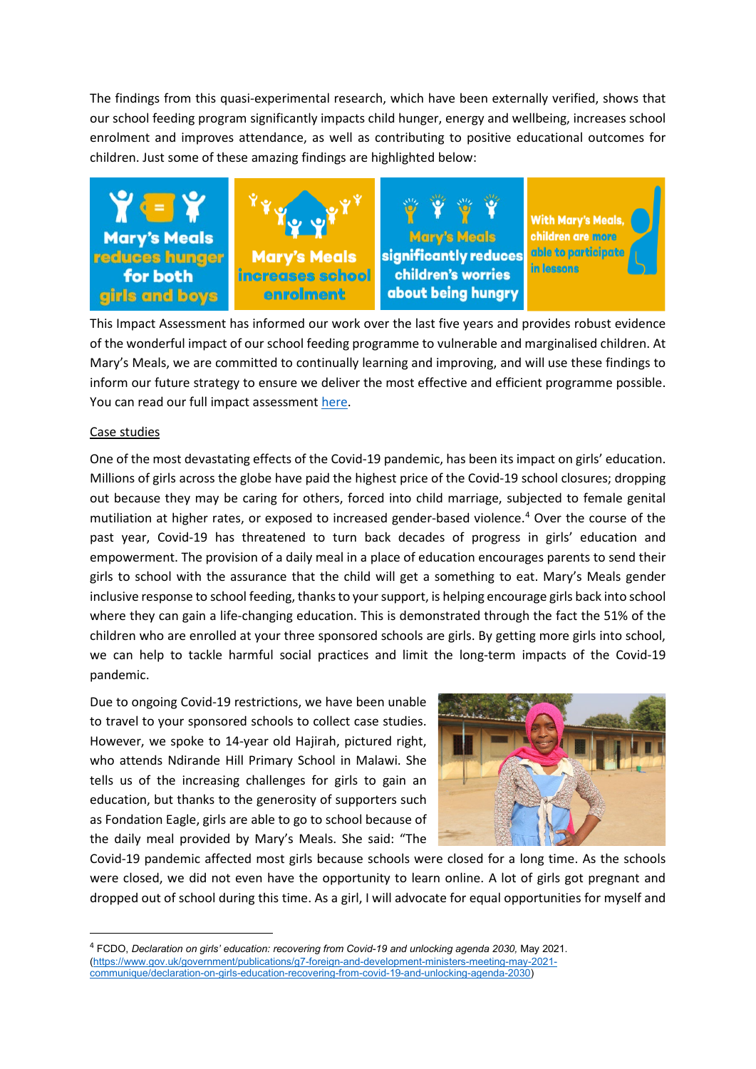The findings from this quasi-experimental research, which have been externally verified, shows that our school feeding program significantly impacts child hunger, energy and wellbeing, increases school enrolment and improves attendance, as well as contributing to positive educational outcomes for children. Just some of these amazing findings are highlighted below:

Mary's Meals reduces hunger for both girls and boys

Mary's Meals increases school enrolment

Mary's Meals significantly reduces children's worries about being hungry

With Mary's Meals, children are more able to participate in lessons

This Impact Assessment has informed our work over the last five years and provides robust evidence of the wonderful impact of our school feeding programme to vulnerable and marginalised children. At Mary's Meals, we are committed to continually learning and improving, and will use these findings to inform our future strategy to ensure we deliver the most effective and efficient programme possible. You can read our full impact assessment here.

## Case studies

One of the most devastating effects of the Covid-19 pandemic, has been its impact on girls' education. Millions of girls across the globe have paid the highest price of the Covid-19 school closures; dropping out because they may be caring for others, forced into child marriage, subjected to female genital mutiliation at higher rates, or exposed to increased gender-based violence.[4] Over the course of the past year, Covid-19 has threatened to turn back decades of progress in girls' education and empowerment. The provision of a daily meal in a place of education encourages parents to send their girls to school with the assurance that the child will get a something to eat. Mary's Meals gender inclusive response to school feeding, thanks to your support, is helping encourage girls back into school where they can gain a life-changing education. This is demonstrated through the fact the 51% of the children who are enrolled at your three sponsored schools are girls. By getting more girls into school, we can help to tackle harmful social practices and limit the long-term impacts of the Covid-19 pandemic.

Due to ongoing Covid-19 restrictions, we have been unable to travel to your sponsored schools to collect case studies. However, we spoke to 14-year old Hajirah, pictured right, who attends Ndirande Hill Primary School in Malawi. She tells us of the increasing challenges for girls to gain an education, but thanks to the generosity of supporters such as Fondation Eagle, girls are able to go to school because of the daily meal provided by Mary's Meals. She said: "The Covid-19 pandemic affected most girls because schools were closed for a long time. As the schools were closed, we did not even have the opportunity to learn online. A lot of girls got pregnant and dropped out of school during this time. As a girl, I will advocate for equal opportunities for myself and

[4] FCDO, *Declaration on girls' education: recovering from Covid-19 and unlocking agenda 2030*, May 2021. (https://www.gov.uk/government/publications/g7-foreign-and-development-ministers-meeting-may-2021-communique/declaration-on-girls-education-recovering-from-covid-19-and-unlocking-agenda-2030)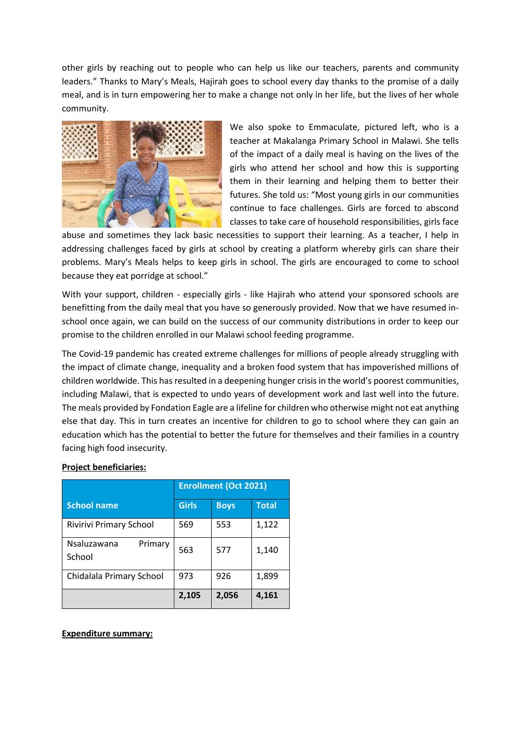other girls by reaching out to people who can help us like our teachers, parents and community leaders." Thanks to Mary's Meals, Hajirah goes to school every day thanks to the promise of a daily meal, and is in turn empowering her to make a change not only in her life, but the lives of her whole community.

We also spoke to Emmaculate, pictured left, who is a teacher at Makalanga Primary School in Malawi. She tells of the impact of a daily meal is having on the lives of the girls who attend her school and how this is supporting them in their learning and helping them to better their futures. She told us: "Most young girls in our communities continue to face challenges. Girls are forced to abscond classes to take care of household responsibilities, girls face abuse and sometimes they lack basic necessities to support their learning. As a teacher, I help in addressing challenges faced by girls at school by creating a platform whereby girls can share their problems. Mary's Meals helps to keep girls in school. The girls are encouraged to come to school because they eat porridge at school."

With your support, children - especially girls - like Hajirah who attend your sponsored schools are benefitting from the daily meal that you have so generously provided. Now that we have resumed in-school once again, we can build on the success of our community distributions in order to keep our promise to the children enrolled in our Malawi school feeding programme.

The Covid-19 pandemic has created extreme challenges for millions of people already struggling with the impact of climate change, inequality and a broken food system that has impoverished millions of children worldwide. This has resulted in a deepening hunger crisis in the world's poorest communities, including Malawi, that is expected to undo years of development work and last well into the future. The meals provided by Fondation Eagle are a lifeline for children who otherwise might not eat anything else that day. This in turn creates an incentive for children to go to school where they can gain an education which has the potential to better the future for themselves and their families in a country facing high food insecurity.

**Project beneficiaries:**

| School name | Enrollment (Oct 2021) | | |
|---|---|---|---|
| | **Girls** | **Boys** | **Total** |
| Rivirivi Primary School | 569 | 553 | 1,122 |
| Nsaluzawana Primary School | 563 | 577 | 1,140 |
| Chidalala Primary School | 973 | 926 | 1,899 |
| | **2,105** | **2,056** | **4,161** |

**Expenditure summary:**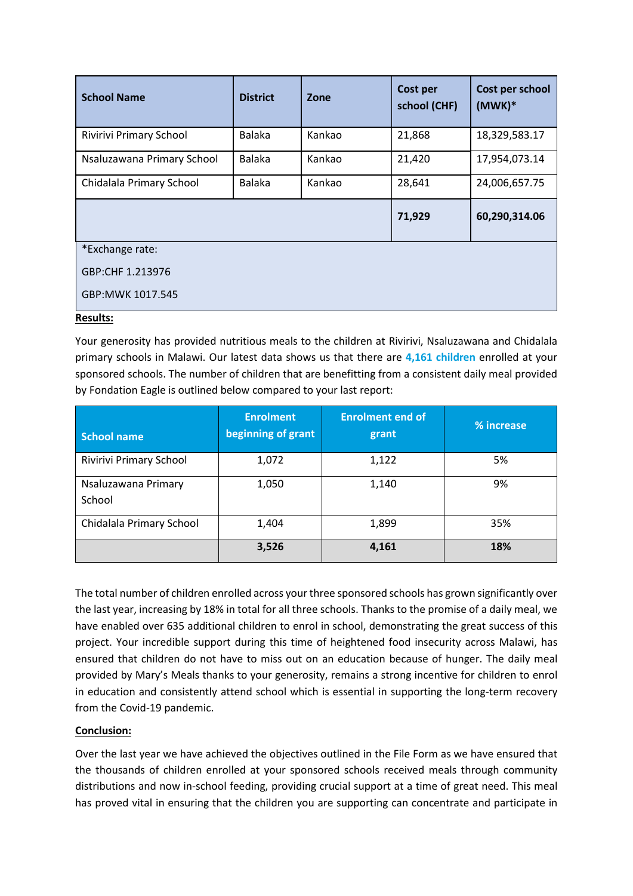| School Name | District | Zone | Cost per school (CHF) | Cost per school (MWK)* |
|---|---|---|---|---|
| Rivirivi Primary School | Balaka | Kankao | 21,868 | 18,329,583.17 |
| Nsaluzawana Primary School | Balaka | Kankao | 21,420 | 17,954,073.14 |
| Chidalala Primary School | Balaka | Kankao | 28,641 | 24,006,657.75 |
| | | | **71,929** | **60,290,314.06** |

*Exchange rate:

GBP:CHF 1.213976

GBP:MWK 1017.545

**Results:**

Your generosity has provided nutritious meals to the children at Rivirivi, Nsaluzawana and Chidalala primary schools in Malawi. Our latest data shows us that there are **4,161 children** enrolled at your sponsored schools. The number of children that are benefitting from a consistent daily meal provided by Fondation Eagle is outlined below compared to your last report:

| School name | Enrolment beginning of grant | Enrolment end of grant | % increase |
|---|---|---|---|
| Rivirivi Primary School | 1,072 | 1,122 | 5% |
| Nsaluzawana Primary School | 1,050 | 1,140 | 9% |
| Chidalala Primary School | 1,404 | 1,899 | 35% |
| | **3,526** | **4,161** | **18%** |

The total number of children enrolled across your three sponsored schools has grown significantly over the last year, increasing by 18% in total for all three schools. Thanks to the promise of a daily meal, we have enabled over 635 additional children to enrol in school, demonstrating the great success of this project. Your incredible support during this time of heightened food insecurity across Malawi, has ensured that children do not have to miss out on an education because of hunger. The daily meal provided by Mary's Meals thanks to your generosity, remains a strong incentive for children to enrol in education and consistently attend school which is essential in supporting the long-term recovery from the Covid-19 pandemic.

**Conclusion:**

Over the last year we have achieved the objectives outlined in the File Form as we have ensured that the thousands of children enrolled at your sponsored schools received meals through community distributions and now in-school feeding, providing crucial support at a time of great need. This meal has proved vital in ensuring that the children you are supporting can concentrate and participate in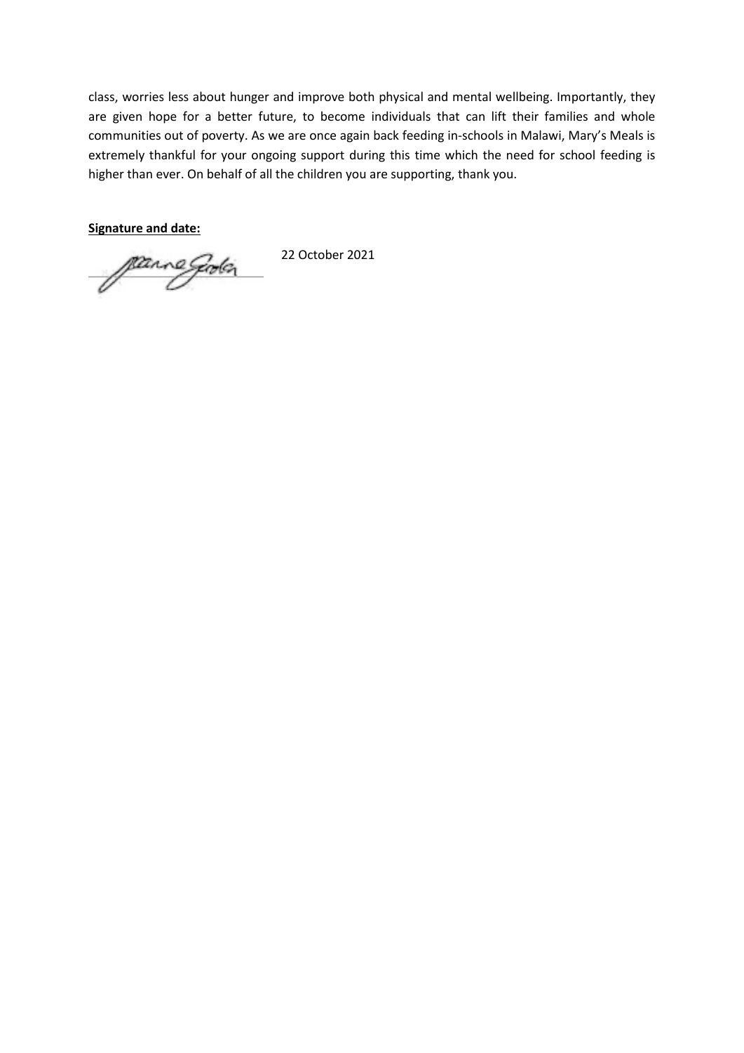class, worries less about hunger and improve both physical and mental wellbeing. Importantly, they are given hope for a better future, to become individuals that can lift their families and whole communities out of poverty. As we are once again back feeding in-schools in Malawi, Mary's Meals is extremely thankful for your ongoing support during this time which the need for school feeding is higher than ever. On behalf of all the children you are supporting, thank you.

**Signature and date:**

22 October 2021